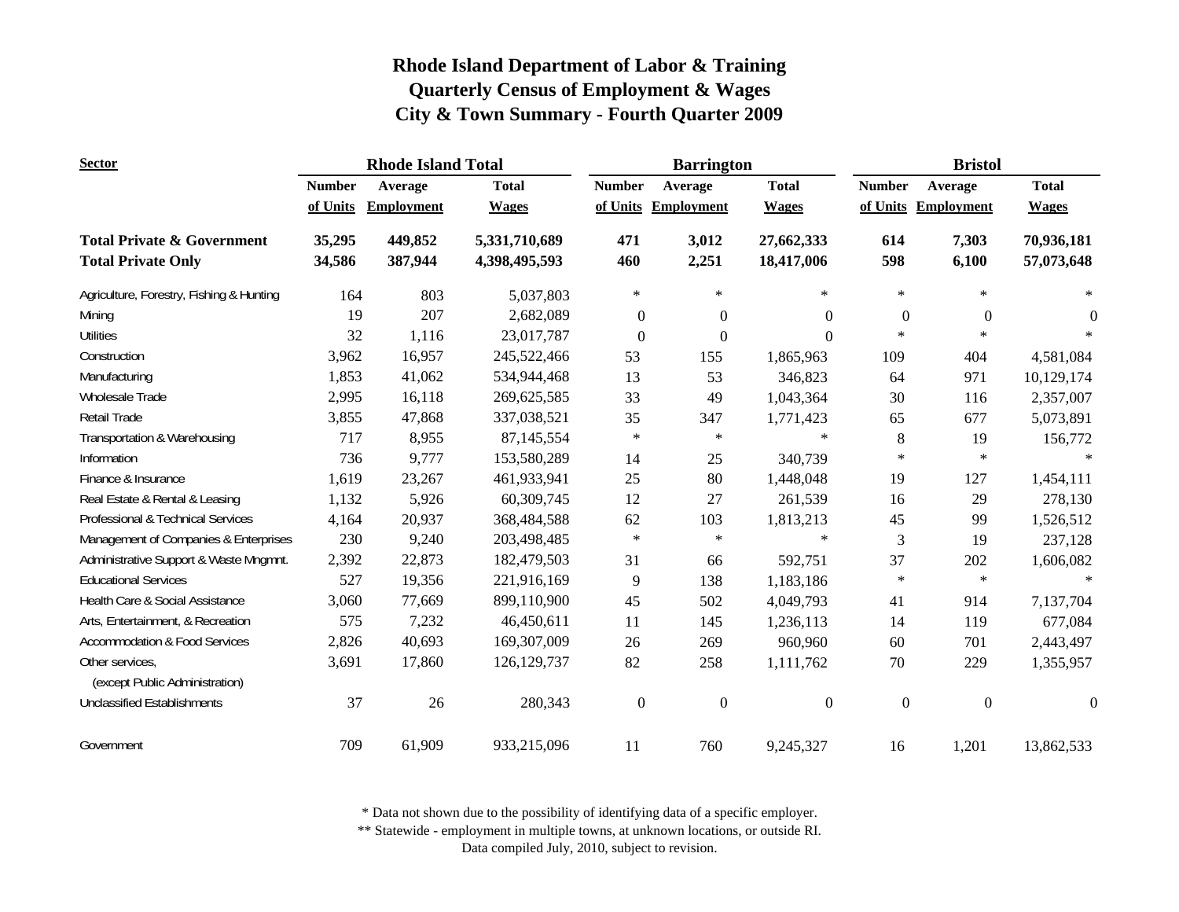# Rhode Island Department of Labor & Training
## Quarterly Census of Employment & Wages
## City & Town Summary - Fourth Quarter 2009

| Sector | Rhode Island Total | | | Barrington | | | Bristol | | |
|---|---|---|---|---|---|---|---|---|---|
| | Number of Units | Average Employment | Total Wages | Number of Units | Average Employment | Total Wages | Number of Units | Average Employment | Total Wages |
| **Total Private & Government** | **35,295** | **449,852** | **5,331,710,689** | **471** | **3,012** | **27,662,333** | **614** | **7,303** | **70,936,181** |
| **Total Private Only** | **34,586** | **387,944** | **4,398,495,593** | **460** | **2,251** | **18,417,006** | **598** | **6,100** | **57,073,648** |
| Agriculture, Forestry, Fishing & Hunting | 164 | 803 | 5,037,803 | * | * | * | * | * | * |
| Mining | 19 | 207 | 2,682,089 | 0 | 0 | 0 | 0 | 0 | 0 |
| Utilities | 32 | 1,116 | 23,017,787 | 0 | 0 | 0 | * | * | * |
| Construction | 3,962 | 16,957 | 245,522,466 | 53 | 155 | 1,865,963 | 109 | 404 | 4,581,084 |
| Manufacturing | 1,853 | 41,062 | 534,944,468 | 13 | 53 | 346,823 | 64 | 971 | 10,129,174 |
| Wholesale Trade | 2,995 | 16,118 | 269,625,585 | 33 | 49 | 1,043,364 | 30 | 116 | 2,357,007 |
| Retail Trade | 3,855 | 47,868 | 337,038,521 | 35 | 347 | 1,771,423 | 65 | 677 | 5,073,891 |
| Transportation & Warehousing | 717 | 8,955 | 87,145,554 | * | * | * | 8 | 19 | 156,772 |
| Information | 736 | 9,777 | 153,580,289 | 14 | 25 | 340,739 | * | * | * |
| Finance & Insurance | 1,619 | 23,267 | 461,933,941 | 25 | 80 | 1,448,048 | 19 | 127 | 1,454,111 |
| Real Estate & Rental & Leasing | 1,132 | 5,926 | 60,309,745 | 12 | 27 | 261,539 | 16 | 29 | 278,130 |
| Professional & Technical Services | 4,164 | 20,937 | 368,484,588 | 62 | 103 | 1,813,213 | 45 | 99 | 1,526,512 |
| Management of Companies & Enterprises | 230 | 9,240 | 203,498,485 | * | * | * | 3 | 19 | 237,128 |
| Administrative Support & Waste Mngmnt. | 2,392 | 22,873 | 182,479,503 | 31 | 66 | 592,751 | 37 | 202 | 1,606,082 |
| Educational Services | 527 | 19,356 | 221,916,169 | 9 | 138 | 1,183,186 | * | * | * |
| Health Care & Social Assistance | 3,060 | 77,669 | 899,110,900 | 45 | 502 | 4,049,793 | 41 | 914 | 7,137,704 |
| Arts, Entertainment, & Recreation | 575 | 7,232 | 46,450,611 | 11 | 145 | 1,236,113 | 14 | 119 | 677,084 |
| Accommodation & Food Services | 2,826 | 40,693 | 169,307,009 | 26 | 269 | 960,960 | 60 | 701 | 2,443,497 |
| Other services, (except Public Administration) | 3,691 | 17,860 | 126,129,737 | 82 | 258 | 1,111,762 | 70 | 229 | 1,355,957 |
| Unclassified Establishments | 37 | 26 | 280,343 | 0 | 0 | 0 | 0 | 0 | 0 |
| Government | 709 | 61,909 | 933,215,096 | 11 | 760 | 9,245,327 | 16 | 1,201 | 13,862,533 |

\* Data not shown due to the possibility of identifying data of a specific employer.
\** Statewide - employment in multiple towns, at unknown locations, or outside RI.
Data compiled July, 2010, subject to revision.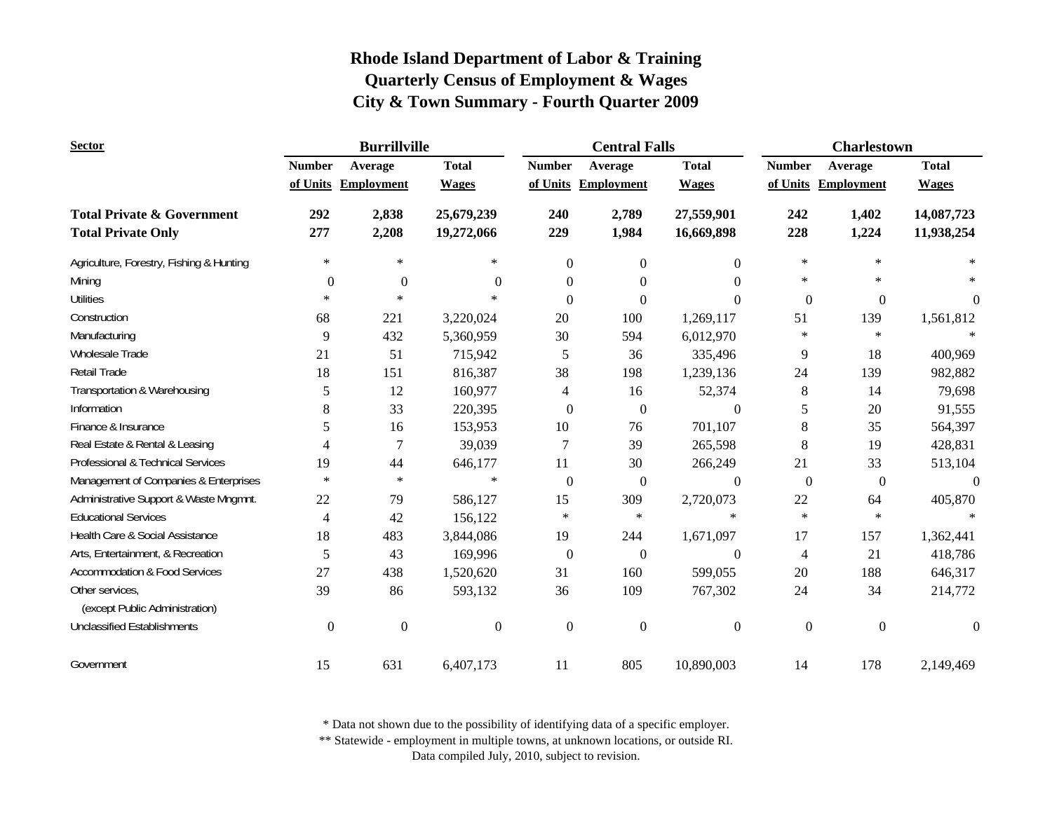# Rhode Island Department of Labor & Training
## Quarterly Census of Employment & Wages
## City & Town Summary - Fourth Quarter 2009

| Sector | Burrillville | | | Central Falls | | | Charlestown | | |
|---|---|---|---|---|---|---|---|---|---|
| | Number of Units | Average Employment | Total Wages | Number of Units | Average Employment | Total Wages | Number of Units | Average Employment | Total Wages |
| **Total Private & Government** | **292** | **2,838** | **25,679,239** | **240** | **2,789** | **27,559,901** | **242** | **1,402** | **14,087,723** |
| **Total Private Only** | **277** | **2,208** | **19,272,066** | **229** | **1,984** | **16,669,898** | **228** | **1,224** | **11,938,254** |
| Agriculture, Forestry, Fishing & Hunting | * | * | * | 0 | 0 | 0 | * | * | * |
| Mining | 0 | 0 | 0 | 0 | 0 | 0 | * | * | * |
| Utilities | * | * | * | 0 | 0 | 0 | 0 | 0 | 0 |
| Construction | 68 | 221 | 3,220,024 | 20 | 100 | 1,269,117 | 51 | 139 | 1,561,812 |
| Manufacturing | 9 | 432 | 5,360,959 | 30 | 594 | 6,012,970 | * | * | * |
| Wholesale Trade | 21 | 51 | 715,942 | 5 | 36 | 335,496 | 9 | 18 | 400,969 |
| Retail Trade | 18 | 151 | 816,387 | 38 | 198 | 1,239,136 | 24 | 139 | 982,882 |
| Transportation & Warehousing | 5 | 12 | 160,977 | 4 | 16 | 52,374 | 8 | 14 | 79,698 |
| Information | 8 | 33 | 220,395 | 0 | 0 | 0 | 5 | 20 | 91,555 |
| Finance & Insurance | 5 | 16 | 153,953 | 10 | 76 | 701,107 | 8 | 35 | 564,397 |
| Real Estate & Rental & Leasing | 4 | 7 | 39,039 | 7 | 39 | 265,598 | 8 | 19 | 428,831 |
| Professional & Technical Services | 19 | 44 | 646,177 | 11 | 30 | 266,249 | 21 | 33 | 513,104 |
| Management of Companies & Enterprises | * | * | * | 0 | 0 | 0 | 0 | 0 | 0 |
| Administrative Support & Waste Mngmnt. | 22 | 79 | 586,127 | 15 | 309 | 2,720,073 | 22 | 64 | 405,870 |
| Educational Services | 4 | 42 | 156,122 | * | * | * | * | * | * |
| Health Care & Social Assistance | 18 | 483 | 3,844,086 | 19 | 244 | 1,671,097 | 17 | 157 | 1,362,441 |
| Arts, Entertainment, & Recreation | 5 | 43 | 169,996 | 0 | 0 | 0 | 4 | 21 | 418,786 |
| Accommodation & Food Services | 27 | 438 | 1,520,620 | 31 | 160 | 599,055 | 20 | 188 | 646,317 |
| Other services, (except Public Administration) | 39 | 86 | 593,132 | 36 | 109 | 767,302 | 24 | 34 | 214,772 |
| Unclassified Establishments | 0 | 0 | 0 | 0 | 0 | 0 | 0 | 0 | 0 |
| Government | 15 | 631 | 6,407,173 | 11 | 805 | 10,890,003 | 14 | 178 | 2,149,469 |

* Data not shown due to the possibility of identifying data of a specific employer.

** Statewide - employment in multiple towns, at unknown locations, or outside RI.

Data compiled July, 2010, subject to revision.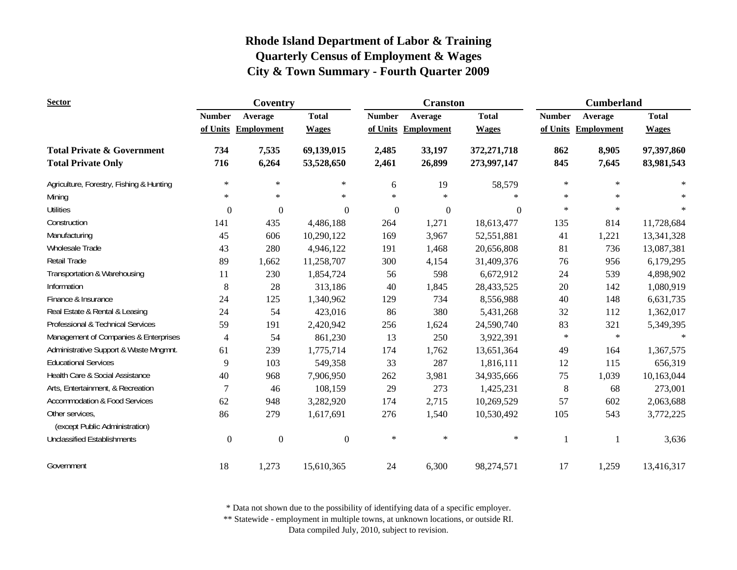# Rhode Island Department of Labor & Training
## Quarterly Census of Employment & Wages
## City & Town Summary - Fourth Quarter 2009

| Sector | Coventry | | | Cranston | | | Cumberland | | |
|---|---|---|---|---|---|---|---|---|---|
| | Number of Units | Average Employment | Total Wages | Number of Units | Average Employment | Total Wages | Number of Units | Average Employment | Total Wages |
| **Total Private & Government** | **734** | **7,535** | **69,139,015** | **2,485** | **33,197** | **372,271,718** | **862** | **8,905** | **97,397,860** |
| **Total Private Only** | **716** | **6,264** | **53,528,650** | **2,461** | **26,899** | **273,997,147** | **845** | **7,645** | **83,981,543** |
| Agriculture, Forestry, Fishing & Hunting | * | * | * | 6 | 19 | 58,579 | * | * | * |
| Mining | * | * | * | * | * | * | * | * | * |
| Utilities | 0 | 0 | 0 | 0 | 0 | 0 | * | * | * |
| Construction | 141 | 435 | 4,486,188 | 264 | 1,271 | 18,613,477 | 135 | 814 | 11,728,684 |
| Manufacturing | 45 | 606 | 10,290,122 | 169 | 3,967 | 52,551,881 | 41 | 1,221 | 13,341,328 |
| Wholesale Trade | 43 | 280 | 4,946,122 | 191 | 1,468 | 20,656,808 | 81 | 736 | 13,087,381 |
| Retail Trade | 89 | 1,662 | 11,258,707 | 300 | 4,154 | 31,409,376 | 76 | 956 | 6,179,295 |
| Transportation & Warehousing | 11 | 230 | 1,854,724 | 56 | 598 | 6,672,912 | 24 | 539 | 4,898,902 |
| Information | 8 | 28 | 313,186 | 40 | 1,845 | 28,433,525 | 20 | 142 | 1,080,919 |
| Finance & Insurance | 24 | 125 | 1,340,962 | 129 | 734 | 8,556,988 | 40 | 148 | 6,631,735 |
| Real Estate & Rental & Leasing | 24 | 54 | 423,016 | 86 | 380 | 5,431,268 | 32 | 112 | 1,362,017 |
| Professional & Technical Services | 59 | 191 | 2,420,942 | 256 | 1,624 | 24,590,740 | 83 | 321 | 5,349,395 |
| Management of Companies & Enterprises | 4 | 54 | 861,230 | 13 | 250 | 3,922,391 | * | * | * |
| Administrative Support & Waste Mngmnt. | 61 | 239 | 1,775,714 | 174 | 1,762 | 13,651,364 | 49 | 164 | 1,367,575 |
| Educational Services | 9 | 103 | 549,358 | 33 | 287 | 1,816,111 | 12 | 115 | 656,319 |
| Health Care & Social Assistance | 40 | 968 | 7,906,950 | 262 | 3,981 | 34,935,666 | 75 | 1,039 | 10,163,044 |
| Arts, Entertainment, & Recreation | 7 | 46 | 108,159 | 29 | 273 | 1,425,231 | 8 | 68 | 273,001 |
| Accommodation & Food Services | 62 | 948 | 3,282,920 | 174 | 2,715 | 10,269,529 | 57 | 602 | 2,063,688 |
| Other services, (except Public Administration) | 86 | 279 | 1,617,691 | 276 | 1,540 | 10,530,492 | 105 | 543 | 3,772,225 |
| Unclassified Establishments | 0 | 0 | 0 | * | * | * | 1 | 1 | 3,636 |
| Government | 18 | 1,273 | 15,610,365 | 24 | 6,300 | 98,274,571 | 17 | 1,259 | 13,416,317 |

* Data not shown due to the possibility of identifying data of a specific employer.
** Statewide - employment in multiple towns, at unknown locations, or outside RI.
Data compiled July, 2010, subject to revision.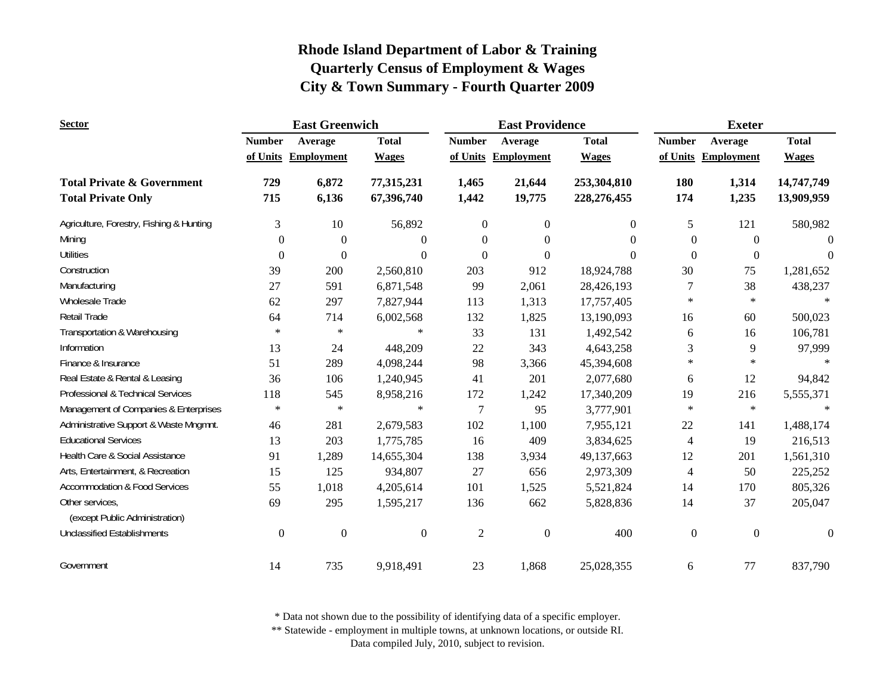# Rhode Island Department of Labor & Training
## Quarterly Census of Employment & Wages
## City & Town Summary - Fourth Quarter 2009

| Sector | East Greenwich | | | East Providence | | | Exeter | | |
|---|---|---|---|---|---|---|---|---|---|
| | Number of Units | Average Employment | Total Wages | Number of Units | Average Employment | Total Wages | Number of Units | Average Employment | Total Wages |
| **Total Private & Government** | **729** | **6,872** | **77,315,231** | **1,465** | **21,644** | **253,304,810** | **180** | **1,314** | **14,747,749** |
| **Total Private Only** | **715** | **6,136** | **67,396,740** | **1,442** | **19,775** | **228,276,455** | **174** | **1,235** | **13,909,959** |
| Agriculture, Forestry, Fishing & Hunting | 3 | 10 | 56,892 | 0 | 0 | 0 | 5 | 121 | 580,982 |
| Mining | 0 | 0 | 0 | 0 | 0 | 0 | 0 | 0 | 0 |
| Utilities | 0 | 0 | 0 | 0 | 0 | 0 | 0 | 0 | 0 |
| Construction | 39 | 200 | 2,560,810 | 203 | 912 | 18,924,788 | 30 | 75 | 1,281,652 |
| Manufacturing | 27 | 591 | 6,871,548 | 99 | 2,061 | 28,426,193 | 7 | 38 | 438,237 |
| Wholesale Trade | 62 | 297 | 7,827,944 | 113 | 1,313 | 17,757,405 | * | * | * |
| Retail Trade | 64 | 714 | 6,002,568 | 132 | 1,825 | 13,190,093 | 16 | 60 | 500,023 |
| Transportation & Warehousing | * | * | * | 33 | 131 | 1,492,542 | 6 | 16 | 106,781 |
| Information | 13 | 24 | 448,209 | 22 | 343 | 4,643,258 | 3 | 9 | 97,999 |
| Finance & Insurance | 51 | 289 | 4,098,244 | 98 | 3,366 | 45,394,608 | * | * | * |
| Real Estate & Rental & Leasing | 36 | 106 | 1,240,945 | 41 | 201 | 2,077,680 | 6 | 12 | 94,842 |
| Professional & Technical Services | 118 | 545 | 8,958,216 | 172 | 1,242 | 17,340,209 | 19 | 216 | 5,555,371 |
| Management of Companies & Enterprises | * | * | * | 7 | 95 | 3,777,901 | * | * | * |
| Administrative Support & Waste Mngmnt. | 46 | 281 | 2,679,583 | 102 | 1,100 | 7,955,121 | 22 | 141 | 1,488,174 |
| Educational Services | 13 | 203 | 1,775,785 | 16 | 409 | 3,834,625 | 4 | 19 | 216,513 |
| Health Care & Social Assistance | 91 | 1,289 | 14,655,304 | 138 | 3,934 | 49,137,663 | 12 | 201 | 1,561,310 |
| Arts, Entertainment, & Recreation | 15 | 125 | 934,807 | 27 | 656 | 2,973,309 | 4 | 50 | 225,252 |
| Accommodation & Food Services | 55 | 1,018 | 4,205,614 | 101 | 1,525 | 5,521,824 | 14 | 170 | 805,326 |
| Other services, (except Public Administration) | 69 | 295 | 1,595,217 | 136 | 662 | 5,828,836 | 14 | 37 | 205,047 |
| Unclassified Establishments | 0 | 0 | 0 | 2 | 0 | 400 | 0 | 0 | 0 |
| Government | 14 | 735 | 9,918,491 | 23 | 1,868 | 25,028,355 | 6 | 77 | 837,790 |

* Data not shown due to the possibility of identifying data of a specific employer.

** Statewide - employment in multiple towns, at unknown locations, or outside RI.

Data compiled July, 2010, subject to revision.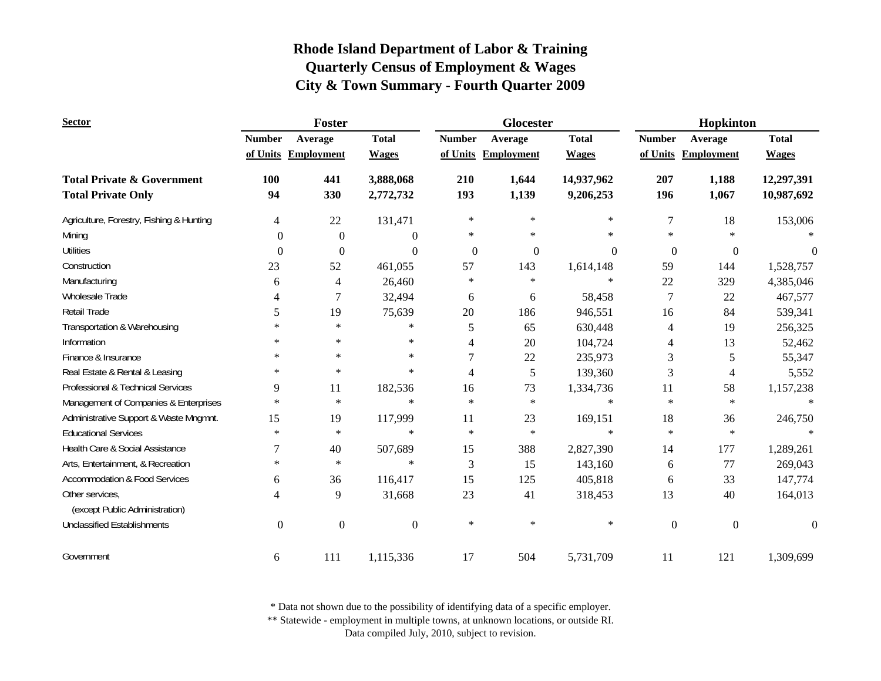# Rhode Island Department of Labor & Training
# Quarterly Census of Employment & Wages
# City & Town Summary - Fourth Quarter 2009

| Sector | Foster | | | Glocester | | | Hopkinton | | |
|---|---|---|---|---|---|---|---|---|---|
| | Number of Units | Average Employment | Total Wages | Number of Units | Average Employment | Total Wages | Number of Units | Average Employment | Total Wages |
| **Total Private & Government** | **100** | **441** | **3,888,068** | **210** | **1,644** | **14,937,962** | **207** | **1,188** | **12,297,391** |
| **Total Private Only** | **94** | **330** | **2,772,732** | **193** | **1,139** | **9,206,253** | **196** | **1,067** | **10,987,692** |
| Agriculture, Forestry, Fishing & Hunting | 4 | 22 | 131,471 | * | * | * | 7 | 18 | 153,006 |
| Mining | 0 | 0 | 0 | * | * | * | * | * | * |
| Utilities | 0 | 0 | 0 | 0 | 0 | 0 | 0 | 0 | 0 |
| Construction | 23 | 52 | 461,055 | 57 | 143 | 1,614,148 | 59 | 144 | 1,528,757 |
| Manufacturing | 6 | 4 | 26,460 | * | * | * | 22 | 329 | 4,385,046 |
| Wholesale Trade | 4 | 7 | 32,494 | 6 | 6 | 58,458 | 7 | 22 | 467,577 |
| Retail Trade | 5 | 19 | 75,639 | 20 | 186 | 946,551 | 16 | 84 | 539,341 |
| Transportation & Warehousing | * | * | * | 5 | 65 | 630,448 | 4 | 19 | 256,325 |
| Information | * | * | * | 4 | 20 | 104,724 | 4 | 13 | 52,462 |
| Finance & Insurance | * | * | * | 7 | 22 | 235,973 | 3 | 5 | 55,347 |
| Real Estate & Rental & Leasing | * | * | * | 4 | 5 | 139,360 | 3 | 4 | 5,552 |
| Professional & Technical Services | 9 | 11 | 182,536 | 16 | 73 | 1,334,736 | 11 | 58 | 1,157,238 |
| Management of Companies & Enterprises | * | * | * | * | * | * | * | * | * |
| Administrative Support & Waste Mngmnt. | 15 | 19 | 117,999 | 11 | 23 | 169,151 | 18 | 36 | 246,750 |
| Educational Services | * | * | * | * | * | * | * | * | * |
| Health Care & Social Assistance | 7 | 40 | 507,689 | 15 | 388 | 2,827,390 | 14 | 177 | 1,289,261 |
| Arts, Entertainment, & Recreation | * | * | * | 3 | 15 | 143,160 | 6 | 77 | 269,043 |
| Accommodation & Food Services | 6 | 36 | 116,417 | 15 | 125 | 405,818 | 6 | 33 | 147,774 |
| Other services, (except Public Administration) | 4 | 9 | 31,668 | 23 | 41 | 318,453 | 13 | 40 | 164,013 |
| Unclassified Establishments | 0 | 0 | 0 | * | * | * | 0 | 0 | 0 |
| Government | 6 | 111 | 1,115,336 | 17 | 504 | 5,731,709 | 11 | 121 | 1,309,699 |

\* Data not shown due to the possibility of identifying data of a specific employer.
\*\* Statewide - employment in multiple towns, at unknown locations, or outside RI.
Data compiled July, 2010, subject to revision.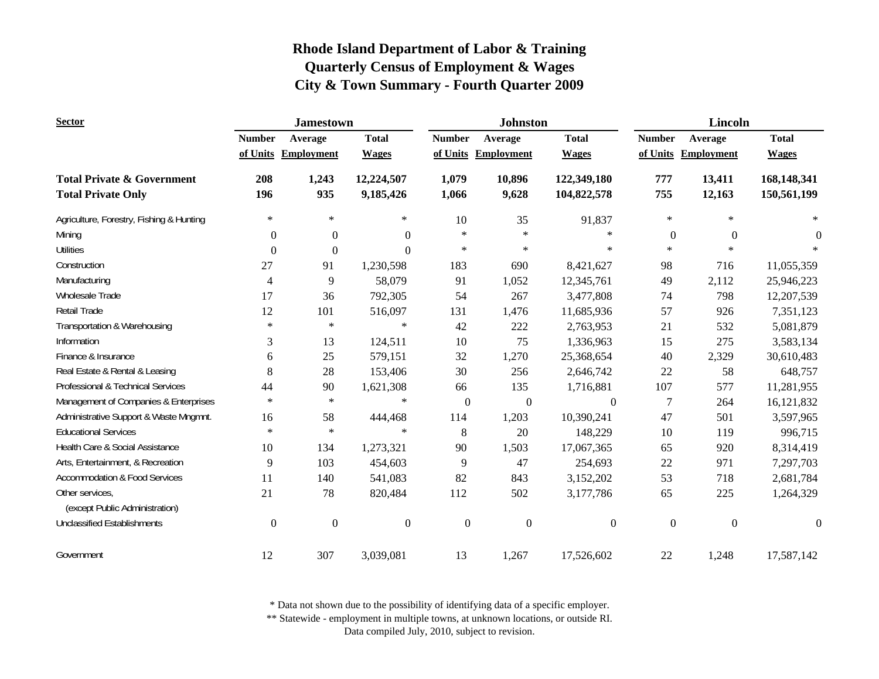# Rhode Island Department of Labor & Training
## Quarterly Census of Employment & Wages
## City & Town Summary - Fourth Quarter 2009

| Sector | Jamestown | | | Johnston | | | Lincoln | | |
|---|---|---|---|---|---|---|---|---|---|
| | Number of Units | Average Employment | Total Wages | Number of Units | Average Employment | Total Wages | Number of Units | Average Employment | Total Wages |
| **Total Private & Government** | **208** | **1,243** | **12,224,507** | **1,079** | **10,896** | **122,349,180** | **777** | **13,411** | **168,148,341** |
| **Total Private Only** | **196** | **935** | **9,185,426** | **1,066** | **9,628** | **104,822,578** | **755** | **12,163** | **150,561,199** |
| Agriculture, Forestry, Fishing & Hunting | * | * | * | 10 | 35 | 91,837 | * | * | * |
| Mining | 0 | 0 | 0 | * | * | * | 0 | 0 | 0 |
| Utilities | 0 | 0 | 0 | * | * | * | * | * | * |
| Construction | 27 | 91 | 1,230,598 | 183 | 690 | 8,421,627 | 98 | 716 | 11,055,359 |
| Manufacturing | 4 | 9 | 58,079 | 91 | 1,052 | 12,345,761 | 49 | 2,112 | 25,946,223 |
| Wholesale Trade | 17 | 36 | 792,305 | 54 | 267 | 3,477,808 | 74 | 798 | 12,207,539 |
| Retail Trade | 12 | 101 | 516,097 | 131 | 1,476 | 11,685,936 | 57 | 926 | 7,351,123 |
| Transportation & Warehousing | * | * | * | 42 | 222 | 2,763,953 | 21 | 532 | 5,081,879 |
| Information | 3 | 13 | 124,511 | 10 | 75 | 1,336,963 | 15 | 275 | 3,583,134 |
| Finance & Insurance | 6 | 25 | 579,151 | 32 | 1,270 | 25,368,654 | 40 | 2,329 | 30,610,483 |
| Real Estate & Rental & Leasing | 8 | 28 | 153,406 | 30 | 256 | 2,646,742 | 22 | 58 | 648,757 |
| Professional & Technical Services | 44 | 90 | 1,621,308 | 66 | 135 | 1,716,881 | 107 | 577 | 11,281,955 |
| Management of Companies & Enterprises | * | * | * | 0 | 0 | 0 | 7 | 264 | 16,121,832 |
| Administrative Support & Waste Mngmnt. | 16 | 58 | 444,468 | 114 | 1,203 | 10,390,241 | 47 | 501 | 3,597,965 |
| Educational Services | * | * | * | 8 | 20 | 148,229 | 10 | 119 | 996,715 |
| Health Care & Social Assistance | 10 | 134 | 1,273,321 | 90 | 1,503 | 17,067,365 | 65 | 920 | 8,314,419 |
| Arts, Entertainment, & Recreation | 9 | 103 | 454,603 | 9 | 47 | 254,693 | 22 | 971 | 7,297,703 |
| Accommodation & Food Services | 11 | 140 | 541,083 | 82 | 843 | 3,152,202 | 53 | 718 | 2,681,784 |
| Other services, (except Public Administration) | 21 | 78 | 820,484 | 112 | 502 | 3,177,786 | 65 | 225 | 1,264,329 |
| Unclassified Establishments | 0 | 0 | 0 | 0 | 0 | 0 | 0 | 0 | 0 |
| Government | 12 | 307 | 3,039,081 | 13 | 1,267 | 17,526,602 | 22 | 1,248 | 17,587,142 |

* Data not shown due to the possibility of identifying data of a specific employer.
** Statewide - employment in multiple towns, at unknown locations, or outside RI.
Data compiled July, 2010, subject to revision.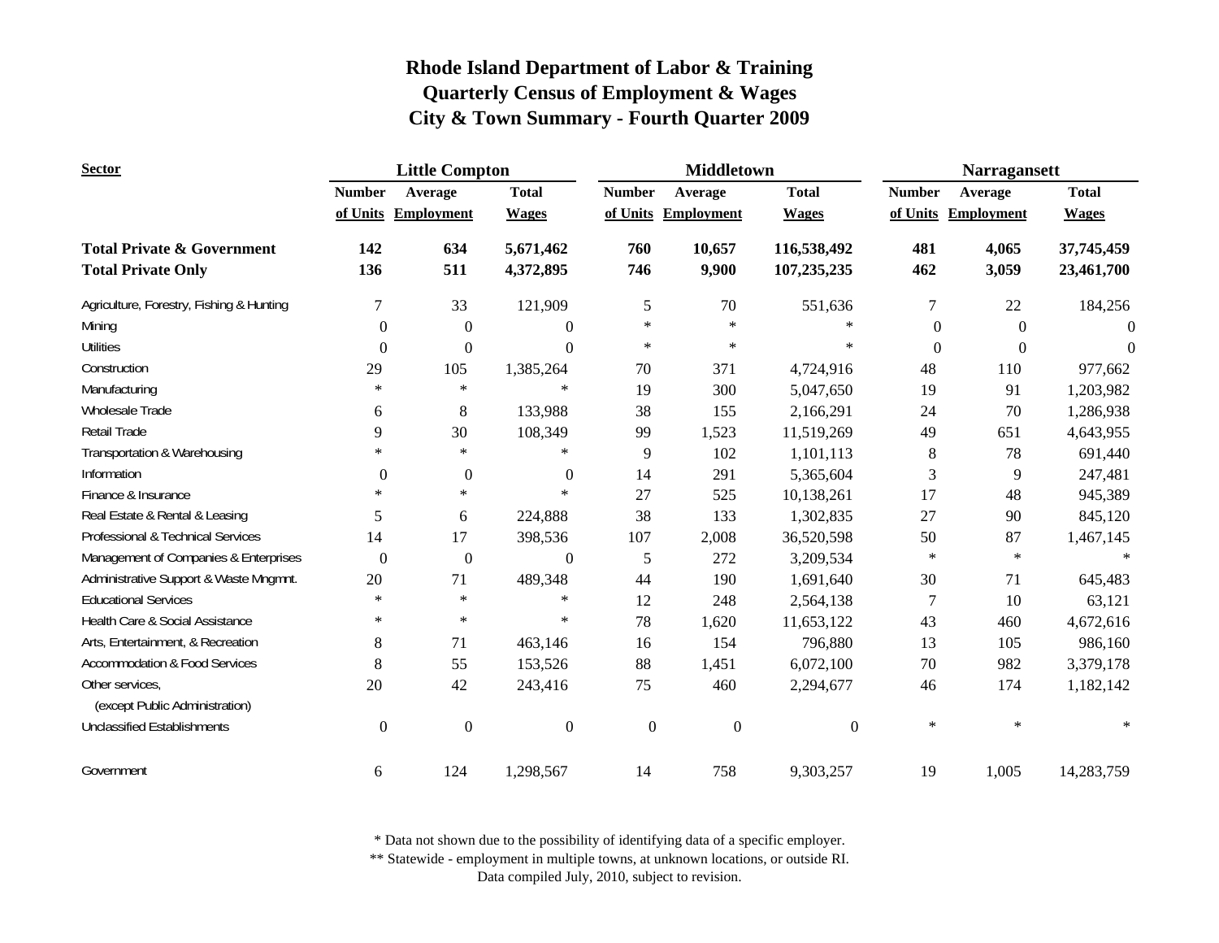# Rhode Island Department of Labor & Training
## Quarterly Census of Employment & Wages
## City & Town Summary - Fourth Quarter 2009

| Sector | Little Compton | | | Middletown | | | Narragansett | | |
|---|---|---|---|---|---|---|---|---|---|
| | Number of Units | Average Employment | Total Wages | Number of Units | Average Employment | Total Wages | Number of Units | Average Employment | Total Wages |
| **Total Private & Government** | **142** | **634** | **5,671,462** | **760** | **10,657** | **116,538,492** | **481** | **4,065** | **37,745,459** |
| **Total Private Only** | **136** | **511** | **4,372,895** | **746** | **9,900** | **107,235,235** | **462** | **3,059** | **23,461,700** |
| Agriculture, Forestry, Fishing & Hunting | 7 | 33 | 121,909 | 5 | 70 | 551,636 | 7 | 22 | 184,256 |
| Mining | 0 | 0 | 0 | * | * | * | 0 | 0 | 0 |
| Utilities | 0 | 0 | 0 | * | * | * | 0 | 0 | 0 |
| Construction | 29 | 105 | 1,385,264 | 70 | 371 | 4,724,916 | 48 | 110 | 977,662 |
| Manufacturing | * | * | * | 19 | 300 | 5,047,650 | 19 | 91 | 1,203,982 |
| Wholesale Trade | 6 | 8 | 133,988 | 38 | 155 | 2,166,291 | 24 | 70 | 1,286,938 |
| Retail Trade | 9 | 30 | 108,349 | 99 | 1,523 | 11,519,269 | 49 | 651 | 4,643,955 |
| Transportation & Warehousing | * | * | * | 9 | 102 | 1,101,113 | 8 | 78 | 691,440 |
| Information | 0 | 0 | 0 | 14 | 291 | 5,365,604 | 3 | 9 | 247,481 |
| Finance & Insurance | * | * | * | 27 | 525 | 10,138,261 | 17 | 48 | 945,389 |
| Real Estate & Rental & Leasing | 5 | 6 | 224,888 | 38 | 133 | 1,302,835 | 27 | 90 | 845,120 |
| Professional & Technical Services | 14 | 17 | 398,536 | 107 | 2,008 | 36,520,598 | 50 | 87 | 1,467,145 |
| Management of Companies & Enterprises | 0 | 0 | 0 | 5 | 272 | 3,209,534 | * | * | * |
| Administrative Support & Waste Mngmnt. | 20 | 71 | 489,348 | 44 | 190 | 1,691,640 | 30 | 71 | 645,483 |
| Educational Services | * | * | * | 12 | 248 | 2,564,138 | 7 | 10 | 63,121 |
| Health Care & Social Assistance | * | * | * | 78 | 1,620 | 11,653,122 | 43 | 460 | 4,672,616 |
| Arts, Entertainment, & Recreation | 8 | 71 | 463,146 | 16 | 154 | 796,880 | 13 | 105 | 986,160 |
| Accommodation & Food Services | 8 | 55 | 153,526 | 88 | 1,451 | 6,072,100 | 70 | 982 | 3,379,178 |
| Other services, (except Public Administration) | 20 | 42 | 243,416 | 75 | 460 | 2,294,677 | 46 | 174 | 1,182,142 |
| Unclassified Establishments | 0 | 0 | 0 | 0 | 0 | 0 | * | * | * |
| Government | 6 | 124 | 1,298,567 | 14 | 758 | 9,303,257 | 19 | 1,005 | 14,283,759 |

* Data not shown due to the possibility of identifying data of a specific employer.
** Statewide - employment in multiple towns, at unknown locations, or outside RI.
Data compiled July, 2010, subject to revision.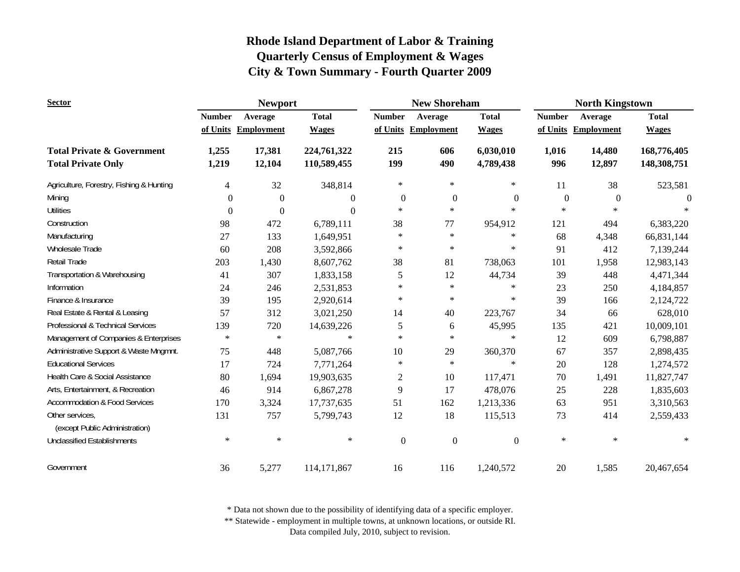# Rhode Island Department of Labor & Training
# Quarterly Census of Employment & Wages
# City & Town Summary - Fourth Quarter 2009

| Sector | Newport | | | New Shoreham | | | North Kingstown | | |
|---|---|---|---|---|---|---|---|---|---|
| | Number of Units | Average Employment | Total Wages | Number of Units | Average Employment | Total Wages | Number of Units | Average Employment | Total Wages |
| **Total Private & Government** | **1,255** | **17,381** | **224,761,322** | **215** | **606** | **6,030,010** | **1,016** | **14,480** | **168,776,405** |
| **Total Private Only** | **1,219** | **12,104** | **110,589,455** | **199** | **490** | **4,789,438** | **996** | **12,897** | **148,308,751** |
| Agriculture, Forestry, Fishing & Hunting | 4 | 32 | 348,814 | * | * | * | 11 | 38 | 523,581 |
| Mining | 0 | 0 | 0 | 0 | 0 | 0 | 0 | 0 | 0 |
| Utilities | 0 | 0 | 0 | * | * | * | * | * | * |
| Construction | 98 | 472 | 6,789,111 | 38 | 77 | 954,912 | 121 | 494 | 6,383,220 |
| Manufacturing | 27 | 133 | 1,649,951 | * | * | * | 68 | 4,348 | 66,831,144 |
| Wholesale Trade | 60 | 208 | 3,592,866 | * | * | * | 91 | 412 | 7,139,244 |
| Retail Trade | 203 | 1,430 | 8,607,762 | 38 | 81 | 738,063 | 101 | 1,958 | 12,983,143 |
| Transportation & Warehousing | 41 | 307 | 1,833,158 | 5 | 12 | 44,734 | 39 | 448 | 4,471,344 |
| Information | 24 | 246 | 2,531,853 | * | * | * | 23 | 250 | 4,184,857 |
| Finance & Insurance | 39 | 195 | 2,920,614 | * | * | * | 39 | 166 | 2,124,722 |
| Real Estate & Rental & Leasing | 57 | 312 | 3,021,250 | 14 | 40 | 223,767 | 34 | 66 | 628,010 |
| Professional & Technical Services | 139 | 720 | 14,639,226 | 5 | 6 | 45,995 | 135 | 421 | 10,009,101 |
| Management of Companies & Enterprises | * | * | * | * | * | * | 12 | 609 | 6,798,887 |
| Administrative Support & Waste Mngmnt. | 75 | 448 | 5,087,766 | 10 | 29 | 360,370 | 67 | 357 | 2,898,435 |
| Educational Services | 17 | 724 | 7,771,264 | * | * | * | 20 | 128 | 1,274,572 |
| Health Care & Social Assistance | 80 | 1,694 | 19,903,635 | 2 | 10 | 117,471 | 70 | 1,491 | 11,827,747 |
| Arts, Entertainment, & Recreation | 46 | 914 | 6,867,278 | 9 | 17 | 478,076 | 25 | 228 | 1,835,603 |
| Accommodation & Food Services | 170 | 3,324 | 17,737,635 | 51 | 162 | 1,213,336 | 63 | 951 | 3,310,563 |
| Other services, (except Public Administration) | 131 | 757 | 5,799,743 | 12 | 18 | 115,513 | 73 | 414 | 2,559,433 |
| Unclassified Establishments | * | * | * | 0 | 0 | 0 | * | * | * |
| Government | 36 | 5,277 | 114,171,867 | 16 | 116 | 1,240,572 | 20 | 1,585 | 20,467,654 |

\* Data not shown due to the possibility of identifying data of a specific employer.
\** Statewide - employment in multiple towns, at unknown locations, or outside RI.
Data compiled July, 2010, subject to revision.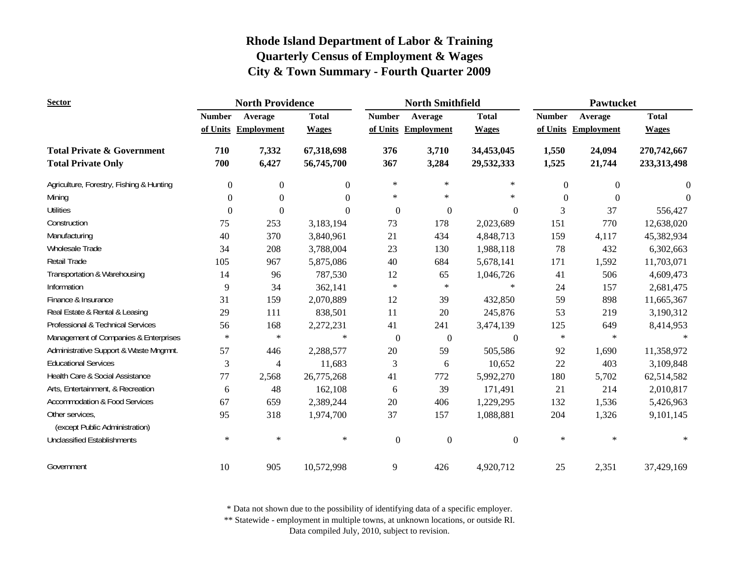# Rhode Island Department of Labor & Training
## Quarterly Census of Employment & Wages
## City & Town Summary - Fourth Quarter 2009

| Sector | North Providence | | | North Smithfield | | | Pawtucket | | |
|---|---|---|---|---|---|---|---|---|---|
| | Number of Units | Average Employment | Total Wages | Number of Units | Average Employment | Total Wages | Number of Units | Average Employment | Total Wages |
| **Total Private & Government** | **710** | **7,332** | **67,318,698** | **376** | **3,710** | **34,453,045** | **1,550** | **24,094** | **270,742,667** |
| **Total Private Only** | **700** | **6,427** | **56,745,700** | **367** | **3,284** | **29,532,333** | **1,525** | **21,744** | **233,313,498** |
| Agriculture, Forestry, Fishing & Hunting | 0 | 0 | 0 | * | * | * | 0 | 0 | 0 |
| Mining | 0 | 0 | 0 | * | * | * | 0 | 0 | 0 |
| Utilities | 0 | 0 | 0 | 0 | 0 | 0 | 3 | 37 | 556,427 |
| Construction | 75 | 253 | 3,183,194 | 73 | 178 | 2,023,689 | 151 | 770 | 12,638,020 |
| Manufacturing | 40 | 370 | 3,840,961 | 21 | 434 | 4,848,713 | 159 | 4,117 | 45,382,934 |
| Wholesale Trade | 34 | 208 | 3,788,004 | 23 | 130 | 1,988,118 | 78 | 432 | 6,302,663 |
| Retail Trade | 105 | 967 | 5,875,086 | 40 | 684 | 5,678,141 | 171 | 1,592 | 11,703,071 |
| Transportation & Warehousing | 14 | 96 | 787,530 | 12 | 65 | 1,046,726 | 41 | 506 | 4,609,473 |
| Information | 9 | 34 | 362,141 | * | * | * | 24 | 157 | 2,681,475 |
| Finance & Insurance | 31 | 159 | 2,070,889 | 12 | 39 | 432,850 | 59 | 898 | 11,665,367 |
| Real Estate & Rental & Leasing | 29 | 111 | 838,501 | 11 | 20 | 245,876 | 53 | 219 | 3,190,312 |
| Professional & Technical Services | 56 | 168 | 2,272,231 | 41 | 241 | 3,474,139 | 125 | 649 | 8,414,953 |
| Management of Companies & Enterprises | * | * | * | 0 | 0 | 0 | * | * | * |
| Administrative Support & Waste Mngmnt. | 57 | 446 | 2,288,577 | 20 | 59 | 505,586 | 92 | 1,690 | 11,358,972 |
| Educational Services | 3 | 4 | 11,683 | 3 | 6 | 10,652 | 22 | 403 | 3,109,848 |
| Health Care & Social Assistance | 77 | 2,568 | 26,775,268 | 41 | 772 | 5,992,270 | 180 | 5,702 | 62,514,582 |
| Arts, Entertainment, & Recreation | 6 | 48 | 162,108 | 6 | 39 | 171,491 | 21 | 214 | 2,010,817 |
| Accommodation & Food Services | 67 | 659 | 2,389,244 | 20 | 406 | 1,229,295 | 132 | 1,536 | 5,426,963 |
| Other services, (except Public Administration) | 95 | 318 | 1,974,700 | 37 | 157 | 1,088,881 | 204 | 1,326 | 9,101,145 |
| Unclassified Establishments | * | * | * | 0 | 0 | 0 | * | * | * |
| Government | 10 | 905 | 10,572,998 | 9 | 426 | 4,920,712 | 25 | 2,351 | 37,429,169 |

* Data not shown due to the possibility of identifying data of a specific employer.

** Statewide - employment in multiple towns, at unknown locations, or outside RI.

Data compiled July, 2010, subject to revision.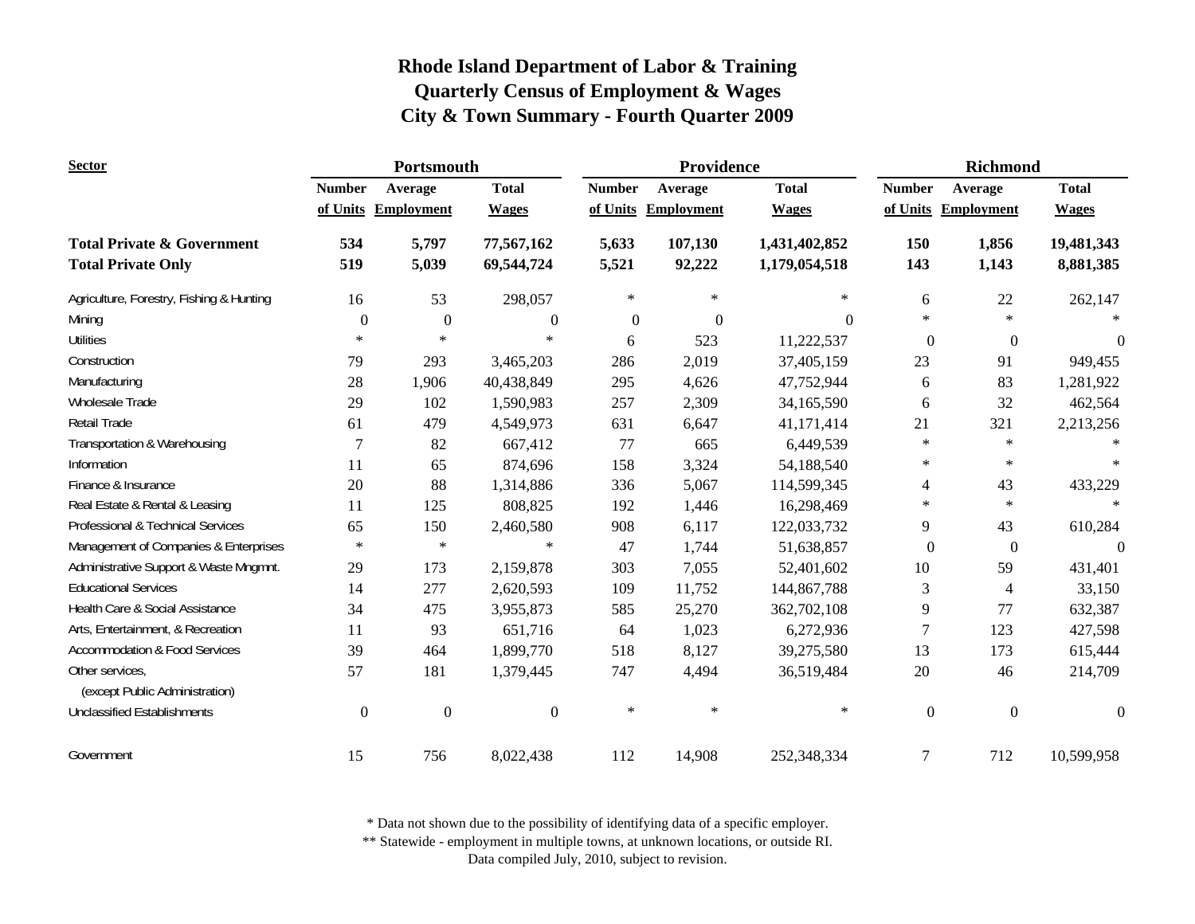# Rhode Island Department of Labor & Training
## Quarterly Census of Employment & Wages
## City & Town Summary - Fourth Quarter 2009

| Sector | Portsmouth | | | Providence | | | Richmond | | |
|---|---|---|---|---|---|---|---|---|---|
| | Number of Units | Average Employment | Total Wages | Number of Units | Average Employment | Total Wages | Number of Units | Average Employment | Total Wages |
| **Total Private & Government** | **534** | **5,797** | **77,567,162** | **5,633** | **107,130** | **1,431,402,852** | **150** | **1,856** | **19,481,343** |
| **Total Private Only** | **519** | **5,039** | **69,544,724** | **5,521** | **92,222** | **1,179,054,518** | **143** | **1,143** | **8,881,385** |
| Agriculture, Forestry, Fishing & Hunting | 16 | 53 | 298,057 | * | * | * | 6 | 22 | 262,147 |
| Mining | 0 | 0 | 0 | 0 | 0 | 0 | * | * | * |
| Utilities | * | * | * | 6 | 523 | 11,222,537 | 0 | 0 | 0 |
| Construction | 79 | 293 | 3,465,203 | 286 | 2,019 | 37,405,159 | 23 | 91 | 949,455 |
| Manufacturing | 28 | 1,906 | 40,438,849 | 295 | 4,626 | 47,752,944 | 6 | 83 | 1,281,922 |
| Wholesale Trade | 29 | 102 | 1,590,983 | 257 | 2,309 | 34,165,590 | 6 | 32 | 462,564 |
| Retail Trade | 61 | 479 | 4,549,973 | 631 | 6,647 | 41,171,414 | 21 | 321 | 2,213,256 |
| Transportation & Warehousing | 7 | 82 | 667,412 | 77 | 665 | 6,449,539 | * | * | * |
| Information | 11 | 65 | 874,696 | 158 | 3,324 | 54,188,540 | * | * | * |
| Finance & Insurance | 20 | 88 | 1,314,886 | 336 | 5,067 | 114,599,345 | 4 | 43 | 433,229 |
| Real Estate & Rental & Leasing | 11 | 125 | 808,825 | 192 | 1,446 | 16,298,469 | * | * | * |
| Professional & Technical Services | 65 | 150 | 2,460,580 | 908 | 6,117 | 122,033,732 | 9 | 43 | 610,284 |
| Management of Companies & Enterprises | * | * | * | 47 | 1,744 | 51,638,857 | 0 | 0 | 0 |
| Administrative Support & Waste Mngmnt. | 29 | 173 | 2,159,878 | 303 | 7,055 | 52,401,602 | 10 | 59 | 431,401 |
| Educational Services | 14 | 277 | 2,620,593 | 109 | 11,752 | 144,867,788 | 3 | 4 | 33,150 |
| Health Care & Social Assistance | 34 | 475 | 3,955,873 | 585 | 25,270 | 362,702,108 | 9 | 77 | 632,387 |
| Arts, Entertainment, & Recreation | 11 | 93 | 651,716 | 64 | 1,023 | 6,272,936 | 7 | 123 | 427,598 |
| Accommodation & Food Services | 39 | 464 | 1,899,770 | 518 | 8,127 | 39,275,580 | 13 | 173 | 615,444 |
| Other services, (except Public Administration) | 57 | 181 | 1,379,445 | 747 | 4,494 | 36,519,484 | 20 | 46 | 214,709 |
| Unclassified Establishments | 0 | 0 | 0 | * | * | * | 0 | 0 | 0 |
| Government | 15 | 756 | 8,022,438 | 112 | 14,908 | 252,348,334 | 7 | 712 | 10,599,958 |

* Data not shown due to the possibility of identifying data of a specific employer.
** Statewide - employment in multiple towns, at unknown locations, or outside RI.
Data compiled July, 2010, subject to revision.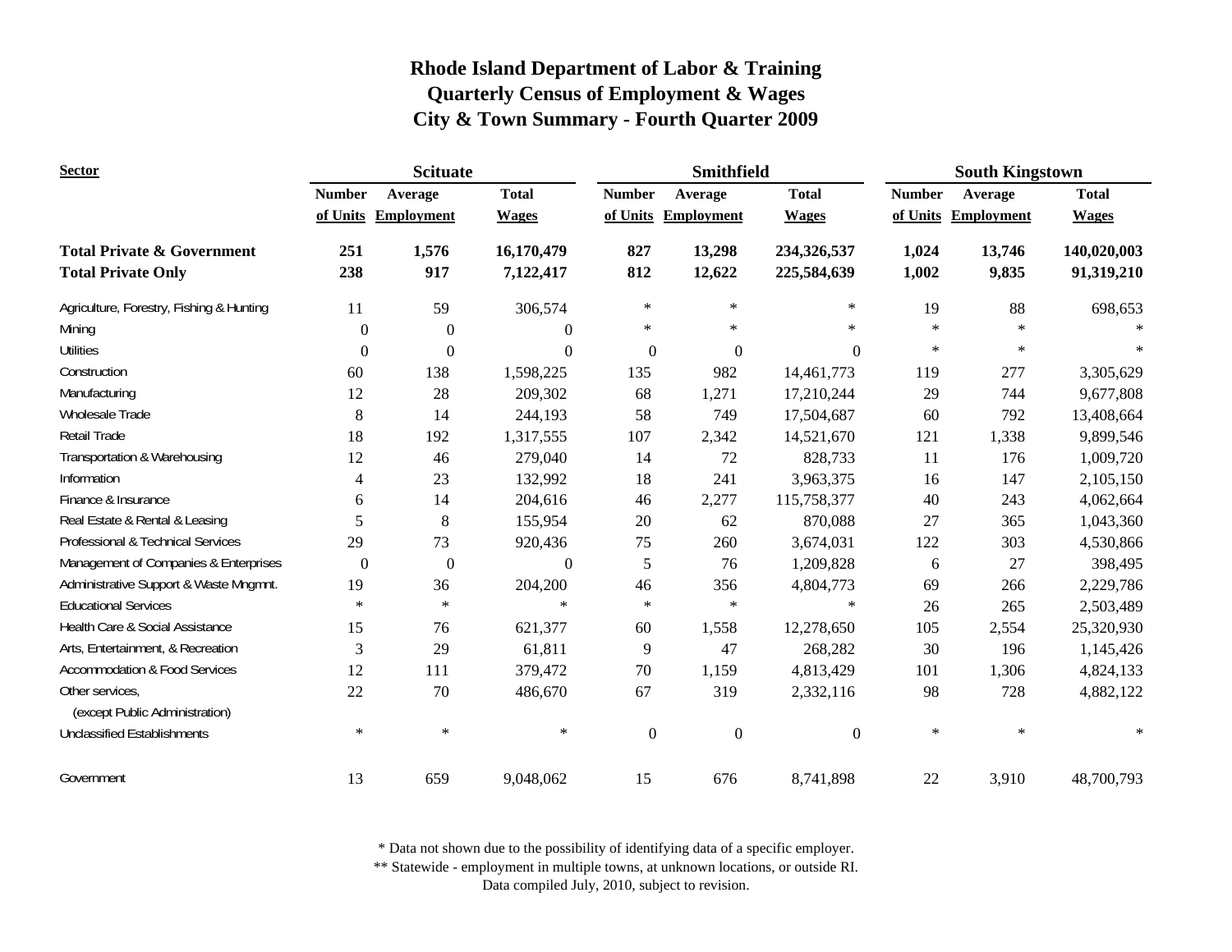# Rhode Island Department of Labor & Training
## Quarterly Census of Employment & Wages
## City & Town Summary - Fourth Quarter 2009

| Sector | Scituate | | | Smithfield | | | South Kingstown | | |
|---|---|---|---|---|---|---|---|---|---|
| | Number of Units | Average Employment | Total Wages | Number of Units | Average Employment | Total Wages | Number of Units | Average Employment | Total Wages |
| **Total Private & Government** | **251** | **1,576** | **16,170,479** | **827** | **13,298** | **234,326,537** | **1,024** | **13,746** | **140,020,003** |
| **Total Private Only** | **238** | **917** | **7,122,417** | **812** | **12,622** | **225,584,639** | **1,002** | **9,835** | **91,319,210** |
| Agriculture, Forestry, Fishing & Hunting | 11 | 59 | 306,574 | * | * | * | 19 | 88 | 698,653 |
| Mining | 0 | 0 | 0 | * | * | * | * | * | * |
| Utilities | 0 | 0 | 0 | 0 | 0 | 0 | * | * | * |
| Construction | 60 | 138 | 1,598,225 | 135 | 982 | 14,461,773 | 119 | 277 | 3,305,629 |
| Manufacturing | 12 | 28 | 209,302 | 68 | 1,271 | 17,210,244 | 29 | 744 | 9,677,808 |
| Wholesale Trade | 8 | 14 | 244,193 | 58 | 749 | 17,504,687 | 60 | 792 | 13,408,664 |
| Retail Trade | 18 | 192 | 1,317,555 | 107 | 2,342 | 14,521,670 | 121 | 1,338 | 9,899,546 |
| Transportation & Warehousing | 12 | 46 | 279,040 | 14 | 72 | 828,733 | 11 | 176 | 1,009,720 |
| Information | 4 | 23 | 132,992 | 18 | 241 | 3,963,375 | 16 | 147 | 2,105,150 |
| Finance & Insurance | 6 | 14 | 204,616 | 46 | 2,277 | 115,758,377 | 40 | 243 | 4,062,664 |
| Real Estate & Rental & Leasing | 5 | 8 | 155,954 | 20 | 62 | 870,088 | 27 | 365 | 1,043,360 |
| Professional & Technical Services | 29 | 73 | 920,436 | 75 | 260 | 3,674,031 | 122 | 303 | 4,530,866 |
| Management of Companies & Enterprises | 0 | 0 | 0 | 5 | 76 | 1,209,828 | 6 | 27 | 398,495 |
| Administrative Support & Waste Mngmnt. | 19 | 36 | 204,200 | 46 | 356 | 4,804,773 | 69 | 266 | 2,229,786 |
| Educational Services | * | * | * | * | * | * | 26 | 265 | 2,503,489 |
| Health Care & Social Assistance | 15 | 76 | 621,377 | 60 | 1,558 | 12,278,650 | 105 | 2,554 | 25,320,930 |
| Arts, Entertainment, & Recreation | 3 | 29 | 61,811 | 9 | 47 | 268,282 | 30 | 196 | 1,145,426 |
| Accommodation & Food Services | 12 | 111 | 379,472 | 70 | 1,159 | 4,813,429 | 101 | 1,306 | 4,824,133 |
| Other services, (except Public Administration) | 22 | 70 | 486,670 | 67 | 319 | 2,332,116 | 98 | 728 | 4,882,122 |
| Unclassified Establishments | * | * | * | 0 | 0 | 0 | * | * | * |
| Government | 13 | 659 | 9,048,062 | 15 | 676 | 8,741,898 | 22 | 3,910 | 48,700,793 |

* Data not shown due to the possibility of identifying data of a specific employer.
** Statewide - employment in multiple towns, at unknown locations, or outside RI.
Data compiled July, 2010, subject to revision.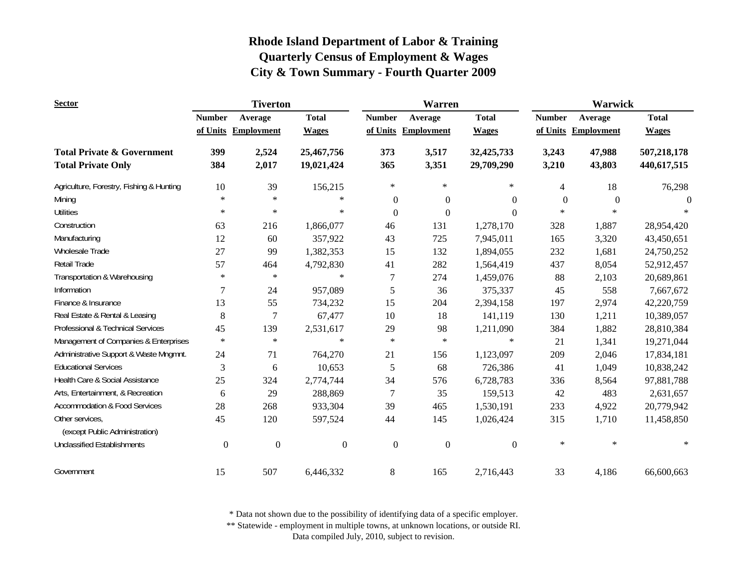# Rhode Island Department of Labor & Training
## Quarterly Census of Employment & Wages
## City & Town Summary - Fourth Quarter 2009

| Sector | Tiverton | | | Warren | | | Warwick | | |
|---|---|---|---|---|---|---|---|---|---|
| | Number of Units | Average Employment | Total Wages | Number of Units | Average Employment | Total Wages | Number of Units | Average Employment | Total Wages |
| **Total Private & Government** | **399** | **2,524** | **25,467,756** | **373** | **3,517** | **32,425,733** | **3,243** | **47,988** | **507,218,178** |
| **Total Private Only** | **384** | **2,017** | **19,021,424** | **365** | **3,351** | **29,709,290** | **3,210** | **43,803** | **440,617,515** |
| Agriculture, Forestry, Fishing & Hunting | 10 | 39 | 156,215 | * | * | * | 4 | 18 | 76,298 |
| Mining | * | * | * | 0 | 0 | 0 | 0 | 0 | 0 |
| Utilities | * | * | * | 0 | 0 | 0 | * | * | * |
| Construction | 63 | 216 | 1,866,077 | 46 | 131 | 1,278,170 | 328 | 1,887 | 28,954,420 |
| Manufacturing | 12 | 60 | 357,922 | 43 | 725 | 7,945,011 | 165 | 3,320 | 43,450,651 |
| Wholesale Trade | 27 | 99 | 1,382,353 | 15 | 132 | 1,894,055 | 232 | 1,681 | 24,750,252 |
| Retail Trade | 57 | 464 | 4,792,830 | 41 | 282 | 1,564,419 | 437 | 8,054 | 52,912,457 |
| Transportation & Warehousing | * | * | * | 7 | 274 | 1,459,076 | 88 | 2,103 | 20,689,861 |
| Information | 7 | 24 | 957,089 | 5 | 36 | 375,337 | 45 | 558 | 7,667,672 |
| Finance & Insurance | 13 | 55 | 734,232 | 15 | 204 | 2,394,158 | 197 | 2,974 | 42,220,759 |
| Real Estate & Rental & Leasing | 8 | 7 | 67,477 | 10 | 18 | 141,119 | 130 | 1,211 | 10,389,057 |
| Professional & Technical Services | 45 | 139 | 2,531,617 | 29 | 98 | 1,211,090 | 384 | 1,882 | 28,810,384 |
| Management of Companies & Enterprises | * | * | * | * | * | * | 21 | 1,341 | 19,271,044 |
| Administrative Support & Waste Mngmnt. | 24 | 71 | 764,270 | 21 | 156 | 1,123,097 | 209 | 2,046 | 17,834,181 |
| Educational Services | 3 | 6 | 10,653 | 5 | 68 | 726,386 | 41 | 1,049 | 10,838,242 |
| Health Care & Social Assistance | 25 | 324 | 2,774,744 | 34 | 576 | 6,728,783 | 336 | 8,564 | 97,881,788 |
| Arts, Entertainment, & Recreation | 6 | 29 | 288,869 | 7 | 35 | 159,513 | 42 | 483 | 2,631,657 |
| Accommodation & Food Services | 28 | 268 | 933,304 | 39 | 465 | 1,530,191 | 233 | 4,922 | 20,779,942 |
| Other services, (except Public Administration) | 45 | 120 | 597,524 | 44 | 145 | 1,026,424 | 315 | 1,710 | 11,458,850 |
| Unclassified Establishments | 0 | 0 | 0 | 0 | 0 | 0 | * | * | * |
| Government | 15 | 507 | 6,446,332 | 8 | 165 | 2,716,443 | 33 | 4,186 | 66,600,663 |

\* Data not shown due to the possibility of identifying data of a specific employer.

\*\* Statewide - employment in multiple towns, at unknown locations, or outside RI.

Data compiled July, 2010, subject to revision.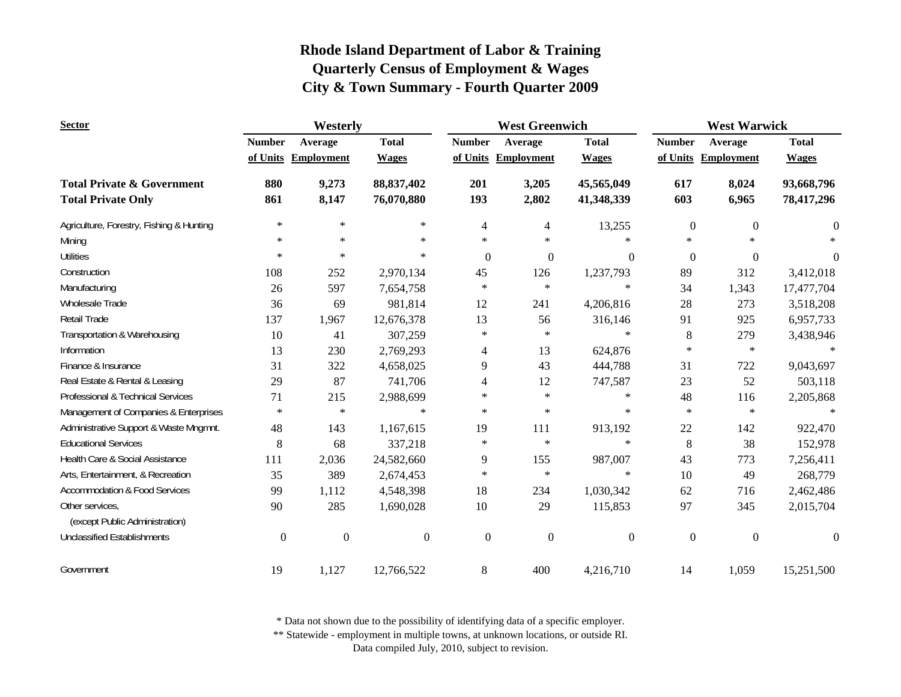# Rhode Island Department of Labor & Training
## Quarterly Census of Employment & Wages
## City & Town Summary - Fourth Quarter 2009

| Sector | Westerly | | | West Greenwich | | | West Warwick | | |
|---|---|---|---|---|---|---|---|---|---|
| | Number of Units | Average Employment | Total Wages | Number of Units | Average Employment | Total Wages | Number of Units | Average Employment | Total Wages |
| **Total Private & Government** | **880** | **9,273** | **88,837,402** | **201** | **3,205** | **45,565,049** | **617** | **8,024** | **93,668,796** |
| **Total Private Only** | **861** | **8,147** | **76,070,880** | **193** | **2,802** | **41,348,339** | **603** | **6,965** | **78,417,296** |
| Agriculture, Forestry, Fishing & Hunting | * | * | * | 4 | 4 | 13,255 | 0 | 0 | 0 |
| Mining | * | * | * | * | * | * | * | * | * |
| Utilities | * | * | * | 0 | 0 | 0 | 0 | 0 | 0 |
| Construction | 108 | 252 | 2,970,134 | 45 | 126 | 1,237,793 | 89 | 312 | 3,412,018 |
| Manufacturing | 26 | 597 | 7,654,758 | * | * | * | 34 | 1,343 | 17,477,704 |
| Wholesale Trade | 36 | 69 | 981,814 | 12 | 241 | 4,206,816 | 28 | 273 | 3,518,208 |
| Retail Trade | 137 | 1,967 | 12,676,378 | 13 | 56 | 316,146 | 91 | 925 | 6,957,733 |
| Transportation & Warehousing | 10 | 41 | 307,259 | * | * | * | 8 | 279 | 3,438,946 |
| Information | 13 | 230 | 2,769,293 | 4 | 13 | 624,876 | * | * | * |
| Finance & Insurance | 31 | 322 | 4,658,025 | 9 | 43 | 444,788 | 31 | 722 | 9,043,697 |
| Real Estate & Rental & Leasing | 29 | 87 | 741,706 | 4 | 12 | 747,587 | 23 | 52 | 503,118 |
| Professional & Technical Services | 71 | 215 | 2,988,699 | * | * | * | 48 | 116 | 2,205,868 |
| Management of Companies & Enterprises | * | * | * | * | * | * | * | * | * |
| Administrative Support & Waste Mngmnt. | 48 | 143 | 1,167,615 | 19 | 111 | 913,192 | 22 | 142 | 922,470 |
| Educational Services | 8 | 68 | 337,218 | * | * | * | 8 | 38 | 152,978 |
| Health Care & Social Assistance | 111 | 2,036 | 24,582,660 | 9 | 155 | 987,007 | 43 | 773 | 7,256,411 |
| Arts, Entertainment, & Recreation | 35 | 389 | 2,674,453 | * | * | * | 10 | 49 | 268,779 |
| Accommodation & Food Services | 99 | 1,112 | 4,548,398 | 18 | 234 | 1,030,342 | 62 | 716 | 2,462,486 |
| Other services, (except Public Administration) | 90 | 285 | 1,690,028 | 10 | 29 | 115,853 | 97 | 345 | 2,015,704 |
| Unclassified Establishments | 0 | 0 | 0 | 0 | 0 | 0 | 0 | 0 | 0 |
| Government | 19 | 1,127 | 12,766,522 | 8 | 400 | 4,216,710 | 14 | 1,059 | 15,251,500 |

* Data not shown due to the possibility of identifying data of a specific employer.
** Statewide - employment in multiple towns, at unknown locations, or outside RI.
Data compiled July, 2010, subject to revision.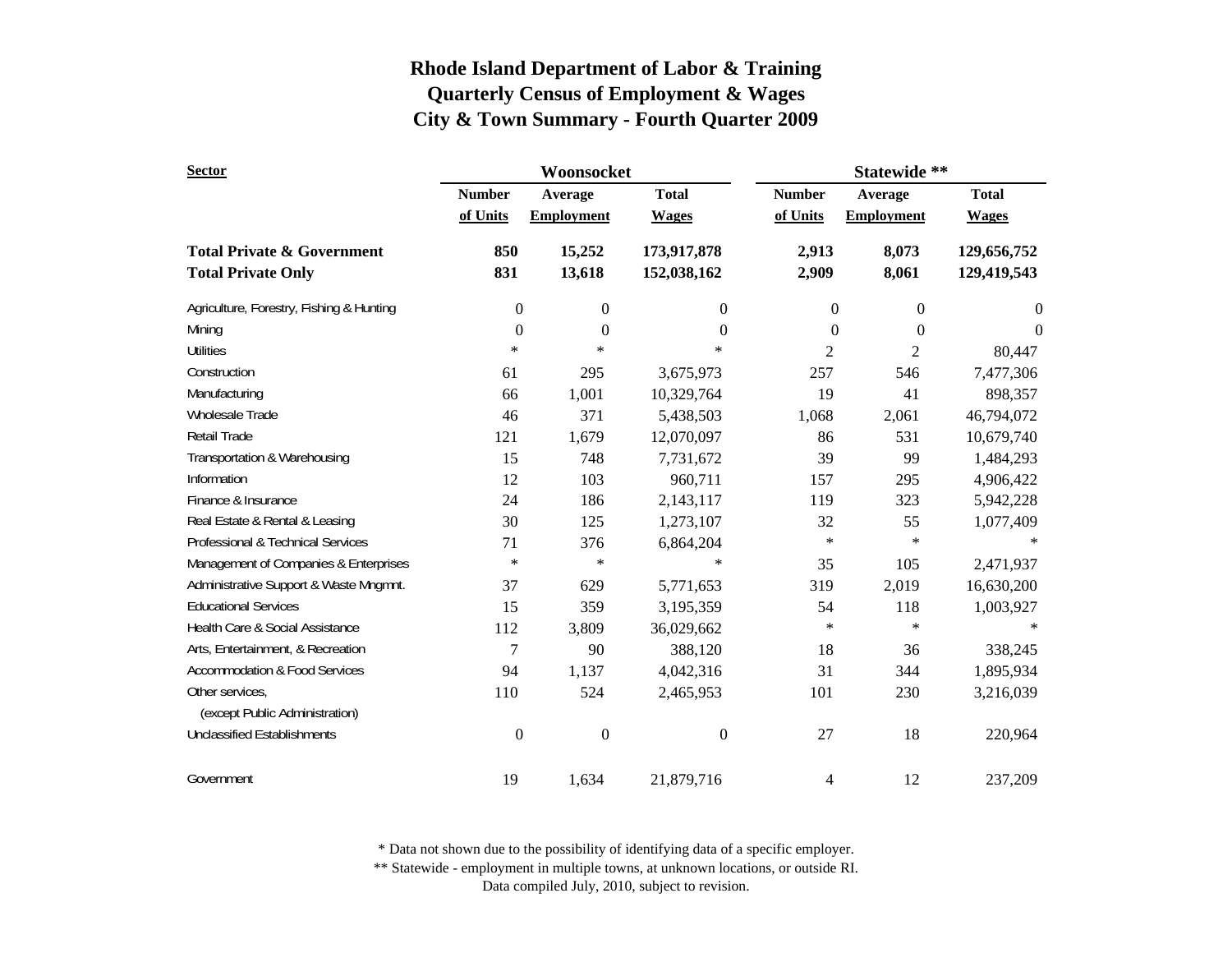# Rhode Island Department of Labor & Training
## Quarterly Census of Employment & Wages
## City & Town Summary - Fourth Quarter 2009

| Sector | Woonsocket | | | Statewide ** | | |
|---|---|---|---|---|---|---|
| | Number of Units | Average Employment | Total Wages | Number of Units | Average Employment | Total Wages |
| **Total Private & Government** | **850** | **15,252** | **173,917,878** | **2,913** | **8,073** | **129,656,752** |
| **Total Private Only** | **831** | **13,618** | **152,038,162** | **2,909** | **8,061** | **129,419,543** |
| Agriculture, Forestry, Fishing & Hunting | 0 | 0 | 0 | 0 | 0 | 0 |
| Mining | 0 | 0 | 0 | 0 | 0 | 0 |
| Utilities | * | * | * | 2 | 2 | 80,447 |
| Construction | 61 | 295 | 3,675,973 | 257 | 546 | 7,477,306 |
| Manufacturing | 66 | 1,001 | 10,329,764 | 19 | 41 | 898,357 |
| Wholesale Trade | 46 | 371 | 5,438,503 | 1,068 | 2,061 | 46,794,072 |
| Retail Trade | 121 | 1,679 | 12,070,097 | 86 | 531 | 10,679,740 |
| Transportation & Warehousing | 15 | 748 | 7,731,672 | 39 | 99 | 1,484,293 |
| Information | 12 | 103 | 960,711 | 157 | 295 | 4,906,422 |
| Finance & Insurance | 24 | 186 | 2,143,117 | 119 | 323 | 5,942,228 |
| Real Estate & Rental & Leasing | 30 | 125 | 1,273,107 | 32 | 55 | 1,077,409 |
| Professional & Technical Services | 71 | 376 | 6,864,204 | * | * | * |
| Management of Companies & Enterprises | * | * | * | 35 | 105 | 2,471,937 |
| Administrative Support & Waste Mngmnt. | 37 | 629 | 5,771,653 | 319 | 2,019 | 16,630,200 |
| Educational Services | 15 | 359 | 3,195,359 | 54 | 118 | 1,003,927 |
| Health Care & Social Assistance | 112 | 3,809 | 36,029,662 | * | * | * |
| Arts, Entertainment, & Recreation | 7 | 90 | 388,120 | 18 | 36 | 338,245 |
| Accommodation & Food Services | 94 | 1,137 | 4,042,316 | 31 | 344 | 1,895,934 |
| Other services, (except Public Administration) | 110 | 524 | 2,465,953 | 101 | 230 | 3,216,039 |
| Unclassified Establishments | 0 | 0 | 0 | 27 | 18 | 220,964 |
| Government | 19 | 1,634 | 21,879,716 | 4 | 12 | 237,209 |

* Data not shown due to the possibility of identifying data of a specific employer.

** Statewide - employment in multiple towns, at unknown locations, or outside RI.

Data compiled July, 2010, subject to revision.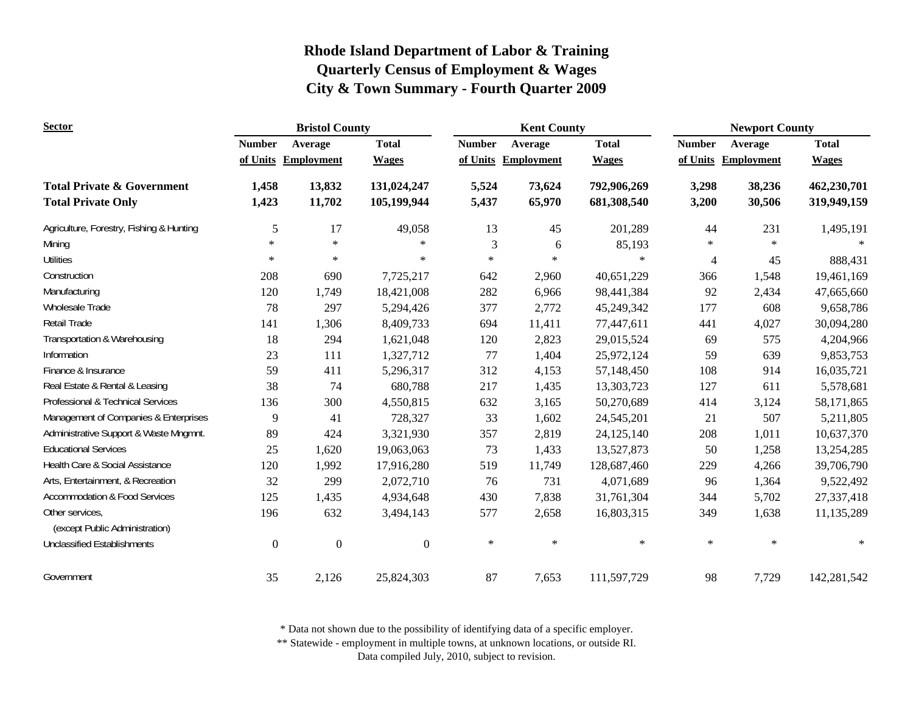# Rhode Island Department of Labor & Training
## Quarterly Census of Employment & Wages
## City & Town Summary - Fourth Quarter 2009

| Sector | Bristol County | | | Kent County | | | Newport County | | |
|---|---|---|---|---|---|---|---|---|---|
| | Number of Units | Average Employment | Total Wages | Number of Units | Average Employment | Total Wages | Number of Units | Average Employment | Total Wages |
| **Total Private & Government** | **1,458** | **13,832** | **131,024,247** | **5,524** | **73,624** | **792,906,269** | **3,298** | **38,236** | **462,230,701** |
| **Total Private Only** | **1,423** | **11,702** | **105,199,944** | **5,437** | **65,970** | **681,308,540** | **3,200** | **30,506** | **319,949,159** |
| Agriculture, Forestry, Fishing & Hunting | 5 | 17 | 49,058 | 13 | 45 | 201,289 | 44 | 231 | 1,495,191 |
| Mining | * | * | * | 3 | 6 | 85,193 | * | * | * |
| Utilities | * | * | * | * | * | * | 4 | 45 | 888,431 |
| Construction | 208 | 690 | 7,725,217 | 642 | 2,960 | 40,651,229 | 366 | 1,548 | 19,461,169 |
| Manufacturing | 120 | 1,749 | 18,421,008 | 282 | 6,966 | 98,441,384 | 92 | 2,434 | 47,665,660 |
| Wholesale Trade | 78 | 297 | 5,294,426 | 377 | 2,772 | 45,249,342 | 177 | 608 | 9,658,786 |
| Retail Trade | 141 | 1,306 | 8,409,733 | 694 | 11,411 | 77,447,611 | 441 | 4,027 | 30,094,280 |
| Transportation & Warehousing | 18 | 294 | 1,621,048 | 120 | 2,823 | 29,015,524 | 69 | 575 | 4,204,966 |
| Information | 23 | 111 | 1,327,712 | 77 | 1,404 | 25,972,124 | 59 | 639 | 9,853,753 |
| Finance & Insurance | 59 | 411 | 5,296,317 | 312 | 4,153 | 57,148,450 | 108 | 914 | 16,035,721 |
| Real Estate & Rental & Leasing | 38 | 74 | 680,788 | 217 | 1,435 | 13,303,723 | 127 | 611 | 5,578,681 |
| Professional & Technical Services | 136 | 300 | 4,550,815 | 632 | 3,165 | 50,270,689 | 414 | 3,124 | 58,171,865 |
| Management of Companies & Enterprises | 9 | 41 | 728,327 | 33 | 1,602 | 24,545,201 | 21 | 507 | 5,211,805 |
| Administrative Support & Waste Mngmnt. | 89 | 424 | 3,321,930 | 357 | 2,819 | 24,125,140 | 208 | 1,011 | 10,637,370 |
| Educational Services | 25 | 1,620 | 19,063,063 | 73 | 1,433 | 13,527,873 | 50 | 1,258 | 13,254,285 |
| Health Care & Social Assistance | 120 | 1,992 | 17,916,280 | 519 | 11,749 | 128,687,460 | 229 | 4,266 | 39,706,790 |
| Arts, Entertainment, & Recreation | 32 | 299 | 2,072,710 | 76 | 731 | 4,071,689 | 96 | 1,364 | 9,522,492 |
| Accommodation & Food Services | 125 | 1,435 | 4,934,648 | 430 | 7,838 | 31,761,304 | 344 | 5,702 | 27,337,418 |
| Other services, (except Public Administration) | 196 | 632 | 3,494,143 | 577 | 2,658 | 16,803,315 | 349 | 1,638 | 11,135,289 |
| Unclassified Establishments | 0 | 0 | 0 | * | * | * | * | * | * |
| Government | 35 | 2,126 | 25,824,303 | 87 | 7,653 | 111,597,729 | 98 | 7,729 | 142,281,542 |

* Data not shown due to the possibility of identifying data of a specific employer.
** Statewide - employment in multiple towns, at unknown locations, or outside RI.
Data compiled July, 2010, subject to revision.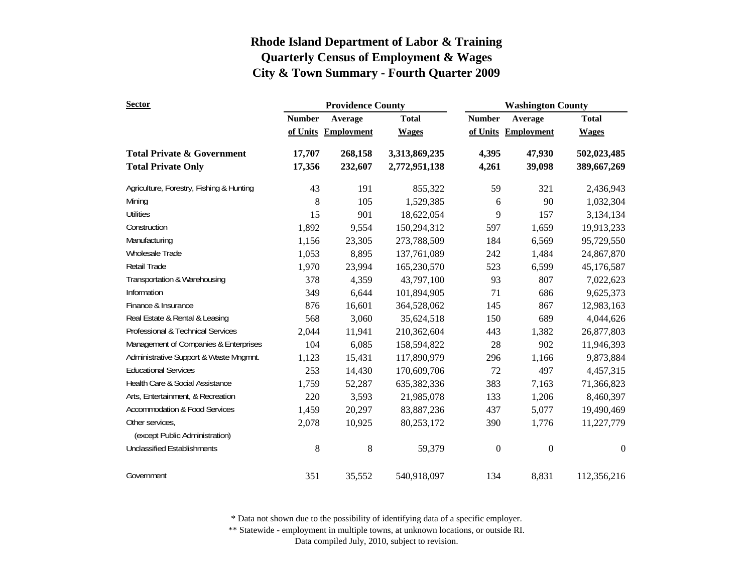# Rhode Island Department of Labor & Training
## Quarterly Census of Employment & Wages
## City & Town Summary - Fourth Quarter 2009

| Sector | Providence County | | | Washington County | | |
|---|---|---|---|---|---|---|
| | Number of Units | Average Employment | Total Wages | Number of Units | Average Employment | Total Wages |
| **Total Private & Government** | **17,707** | **268,158** | **3,313,869,235** | **4,395** | **47,930** | **502,023,485** |
| **Total Private Only** | **17,356** | **232,607** | **2,772,951,138** | **4,261** | **39,098** | **389,667,269** |
| Agriculture, Forestry, Fishing & Hunting | 43 | 191 | 855,322 | 59 | 321 | 2,436,943 |
| Mining | 8 | 105 | 1,529,385 | 6 | 90 | 1,032,304 |
| Utilities | 15 | 901 | 18,622,054 | 9 | 157 | 3,134,134 |
| Construction | 1,892 | 9,554 | 150,294,312 | 597 | 1,659 | 19,913,233 |
| Manufacturing | 1,156 | 23,305 | 273,788,509 | 184 | 6,569 | 95,729,550 |
| Wholesale Trade | 1,053 | 8,895 | 137,761,089 | 242 | 1,484 | 24,867,870 |
| Retail Trade | 1,970 | 23,994 | 165,230,570 | 523 | 6,599 | 45,176,587 |
| Transportation & Warehousing | 378 | 4,359 | 43,797,100 | 93 | 807 | 7,022,623 |
| Information | 349 | 6,644 | 101,894,905 | 71 | 686 | 9,625,373 |
| Finance & Insurance | 876 | 16,601 | 364,528,062 | 145 | 867 | 12,983,163 |
| Real Estate & Rental & Leasing | 568 | 3,060 | 35,624,518 | 150 | 689 | 4,044,626 |
| Professional & Technical Services | 2,044 | 11,941 | 210,362,604 | 443 | 1,382 | 26,877,803 |
| Management of Companies & Enterprises | 104 | 6,085 | 158,594,822 | 28 | 902 | 11,946,393 |
| Administrative Support & Waste Mngmnt. | 1,123 | 15,431 | 117,890,979 | 296 | 1,166 | 9,873,884 |
| Educational Services | 253 | 14,430 | 170,609,706 | 72 | 497 | 4,457,315 |
| Health Care & Social Assistance | 1,759 | 52,287 | 635,382,336 | 383 | 7,163 | 71,366,823 |
| Arts, Entertainment, & Recreation | 220 | 3,593 | 21,985,078 | 133 | 1,206 | 8,460,397 |
| Accommodation & Food Services | 1,459 | 20,297 | 83,887,236 | 437 | 5,077 | 19,490,469 |
| Other services, (except Public Administration) | 2,078 | 10,925 | 80,253,172 | 390 | 1,776 | 11,227,779 |
| Unclassified Establishments | 8 | 8 | 59,379 | 0 | 0 | 0 |
| Government | 351 | 35,552 | 540,918,097 | 134 | 8,831 | 112,356,216 |

\* Data not shown due to the possibility of identifying data of a specific employer.

\*\* Statewide - employment in multiple towns, at unknown locations, or outside RI.

Data compiled July, 2010, subject to revision.